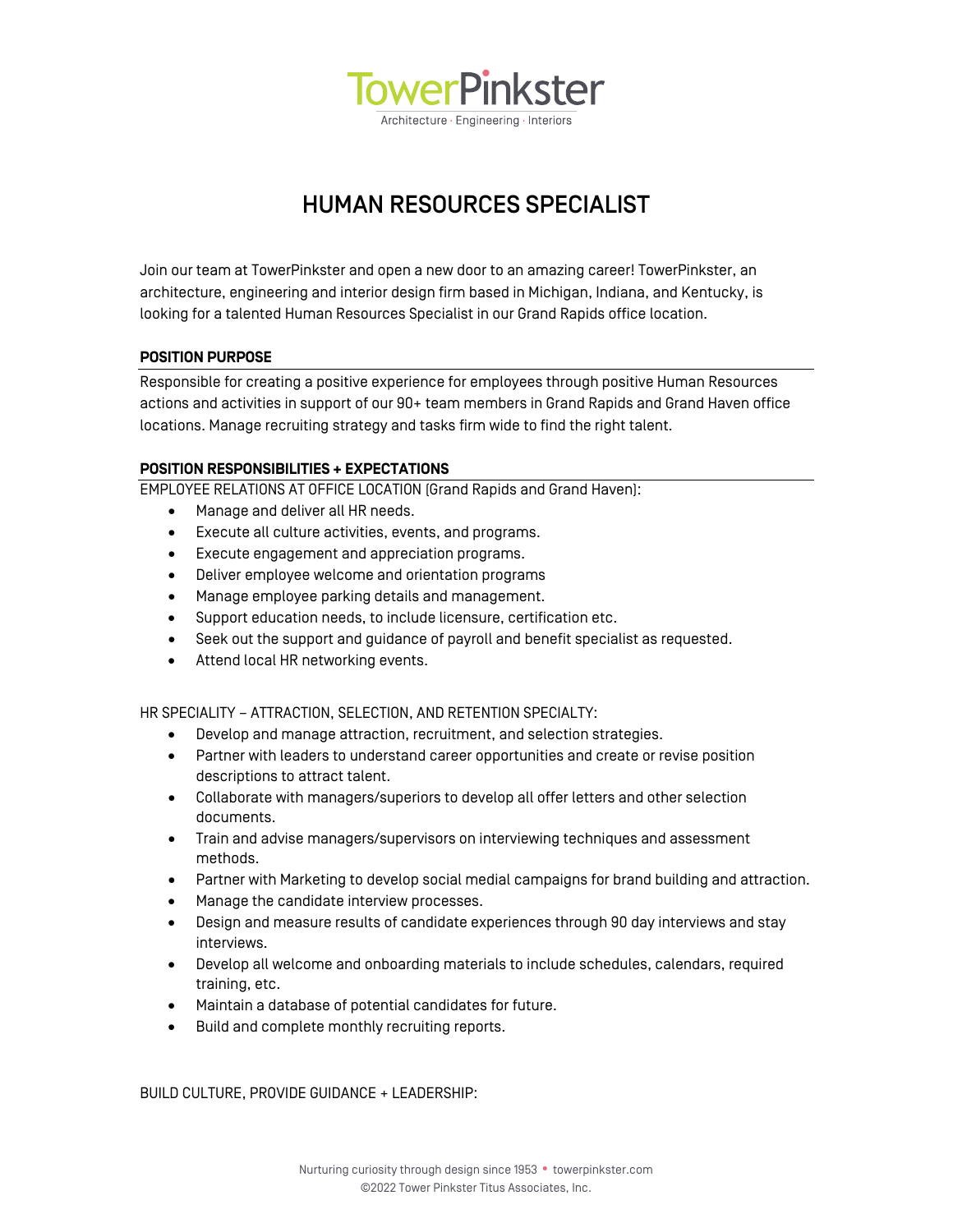TowerPinkster

Architecture · Engineering · Interiors

# HUMAN RESOURCES SPECIALIST

Join our team at TowerPinkster and open a new door to an amazing career! TowerPinkster, an architecture, engineering and interior design firm based in Michigan, Indiana, and Kentucky, is looking for a talented Human Resources Specialist in our Grand Rapids office location.

## POSITION PURPOSE

Responsible for creating a positive experience for employees through positive Human Resources actions and activities in support of our 90+ team members in Grand Rapids and Grand Haven office locations. Manage recruiting strategy and tasks firm wide to find the right talent.

## POSITION RESPONSIBILITIES + EXPECTATIONS

EMPLOYEE RELATIONS AT OFFICE LOCATION (Grand Rapids and Grand Haven):

- Manage and deliver all HR needs.
- Execute all culture activities, events, and programs.
- Execute engagement and appreciation programs.
- Deliver employee welcome and orientation programs
- Manage employee parking details and management.
- Support education needs, to include licensure, certification etc.
- Seek out the support and guidance of payroll and benefit specialist as requested.
- Attend local HR networking events.

HR SPECIALITY – ATTRACTION, SELECTION, AND RETENTION SPECIALTY:

- Develop and manage attraction, recruitment, and selection strategies.
- Partner with leaders to understand career opportunities and create or revise position descriptions to attract talent.
- Collaborate with managers/superiors to develop all offer letters and other selection documents.
- Train and advise managers/supervisors on interviewing techniques and assessment methods.
- Partner with Marketing to develop social medial campaigns for brand building and attraction.
- Manage the candidate interview processes.
- Design and measure results of candidate experiences through 90 day interviews and stay interviews.
- Develop all welcome and onboarding materials to include schedules, calendars, required training, etc.
- Maintain a database of potential candidates for future.
- Build and complete monthly recruiting reports.

BUILD CULTURE, PROVIDE GUIDANCE + LEADERSHIP: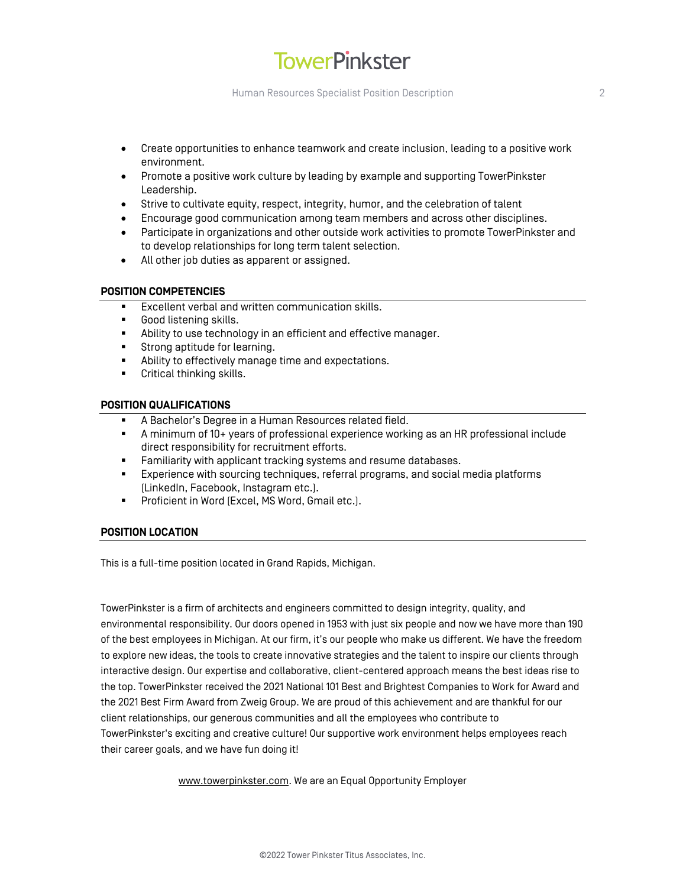- Create opportunities to enhance teamwork and create inclusion, leading to a positive work environment.
- Promote a positive work culture by leading by example and supporting TowerPinkster Leadership.
- Strive to cultivate equity, respect, integrity, humor, and the celebration of talent
- Encourage good communication among team members and across other disciplines.
- Participate in organizations and other outside work activities to promote TowerPinkster and to develop relationships for long term talent selection.
- All other job duties as apparent or assigned.

**POSITION COMPETENCIES**

- Excellent verbal and written communication skills.
- Good listening skills.
- Ability to use technology in an efficient and effective manager.
- Strong aptitude for learning.
- Ability to effectively manage time and expectations.
- Critical thinking skills.

**POSITION QUALIFICATIONS**

- A Bachelor's Degree in a Human Resources related field.
- A minimum of 10+ years of professional experience working as an HR professional include direct responsibility for recruitment efforts.
- Familiarity with applicant tracking systems and resume databases.
- Experience with sourcing techniques, referral programs, and social media platforms (LinkedIn, Facebook, Instagram etc.).
- Proficient in Word (Excel, MS Word, Gmail etc.).

**POSITION LOCATION**

This is a full-time position located in Grand Rapids, Michigan.

TowerPinkster is a firm of architects and engineers committed to design integrity, quality, and environmental responsibility. Our doors opened in 1953 with just six people and now we have more than 190 of the best employees in Michigan. At our firm, it's our people who make us different. We have the freedom to explore new ideas, the tools to create innovative strategies and the talent to inspire our clients through interactive design. Our expertise and collaborative, client-centered approach means the best ideas rise to the top. TowerPinkster received the 2021 National 101 Best and Brightest Companies to Work for Award and the 2021 Best Firm Award from Zweig Group. We are proud of this achievement and are thankful for our client relationships, our generous communities and all the employees who contribute to TowerPinkster's exciting and creative culture! Our supportive work environment helps employees reach their career goals, and we have fun doing it!

www.towerpinkster.com. We are an Equal Opportunity Employer